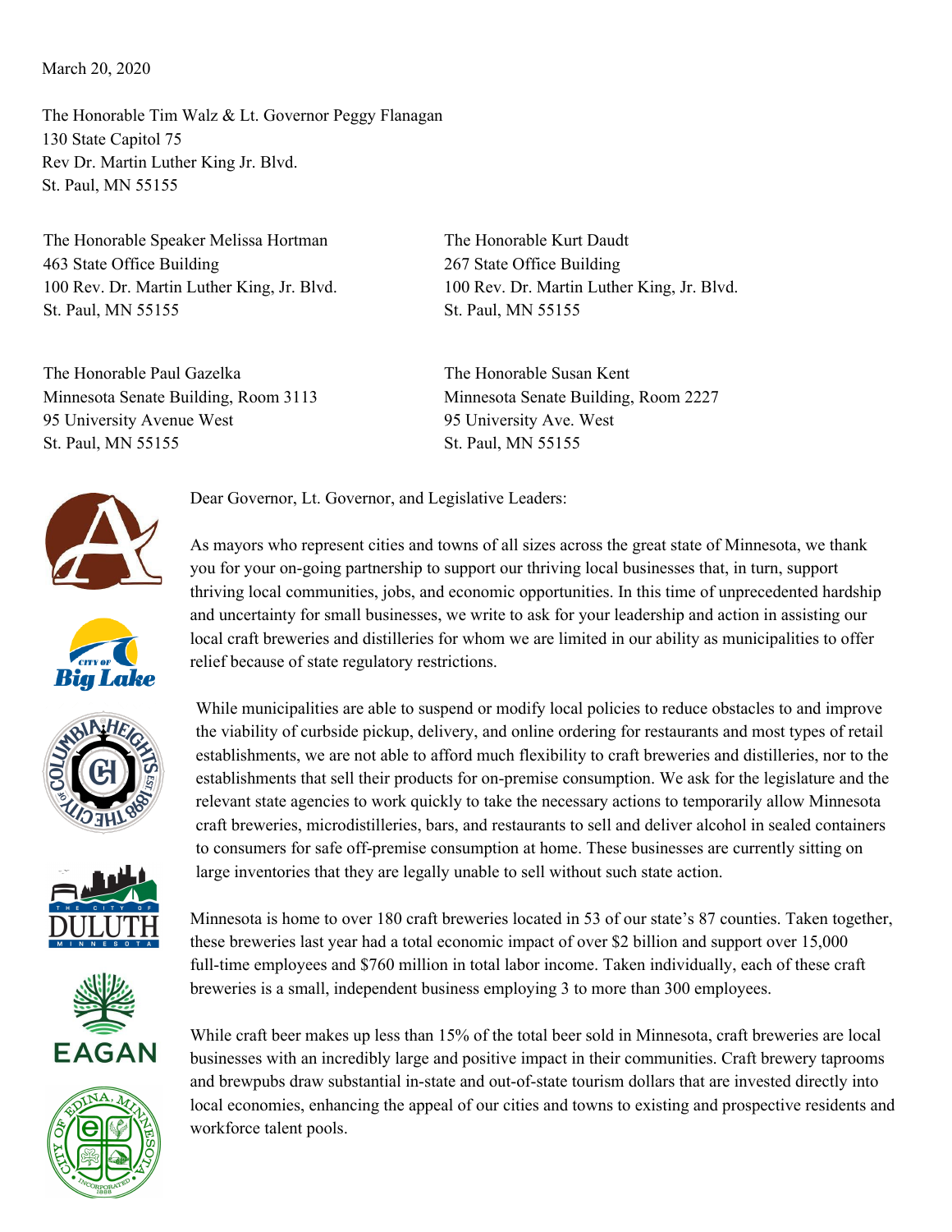March 20, 2020

The Honorable Tim Walz & Lt. Governor Peggy Flanagan
130 State Capitol 75
Rev Dr. Martin Luther King Jr. Blvd.
St. Paul, MN 55155

The Honorable Speaker Melissa Hortman
463 State Office Building
100 Rev. Dr. Martin Luther King, Jr. Blvd.
St. Paul, MN 55155

The Honorable Kurt Daudt
267 State Office Building
100 Rev. Dr. Martin Luther King, Jr. Blvd.
St. Paul, MN 55155

The Honorable Paul Gazelka
Minnesota Senate Building, Room 3113
95 University Avenue West
St. Paul, MN 55155

The Honorable Susan Kent
Minnesota Senate Building, Room 2227
95 University Ave. West
St. Paul, MN 55155

Dear Governor, Lt. Governor, and Legislative Leaders:

As mayors who represent cities and towns of all sizes across the great state of Minnesota, we thank you for your on-going partnership to support our thriving local businesses that, in turn, support thriving local communities, jobs, and economic opportunities. In this time of unprecedented hardship and uncertainty for small businesses, we write to ask for your leadership and action in assisting our local craft breweries and distilleries for whom we are limited in our ability as municipalities to offer relief because of state regulatory restrictions.

While municipalities are able to suspend or modify local policies to reduce obstacles to and improve the viability of curbside pickup, delivery, and online ordering for restaurants and most types of retail establishments, we are not able to afford much flexibility to craft breweries and distilleries, nor to the establishments that sell their products for on-premise consumption. We ask for the legislature and the relevant state agencies to work quickly to take the necessary actions to temporarily allow Minnesota craft breweries, microdistilleries, bars, and restaurants to sell and deliver alcohol in sealed containers to consumers for safe off-premise consumption at home. These businesses are currently sitting on large inventories that they are legally unable to sell without such state action.

Minnesota is home to over 180 craft breweries located in 53 of our state's 87 counties. Taken together, these breweries last year had a total economic impact of over $2 billion and support over 15,000 full-time employees and $760 million in total labor income. Taken individually, each of these craft breweries is a small, independent business employing 3 to more than 300 employees.

While craft beer makes up less than 15% of the total beer sold in Minnesota, craft breweries are local businesses with an incredibly large and positive impact in their communities. Craft brewery taprooms and brewpubs draw substantial in-state and out-of-state tourism dollars that are invested directly into local economies, enhancing the appeal of our cities and towns to existing and prospective residents and workforce talent pools.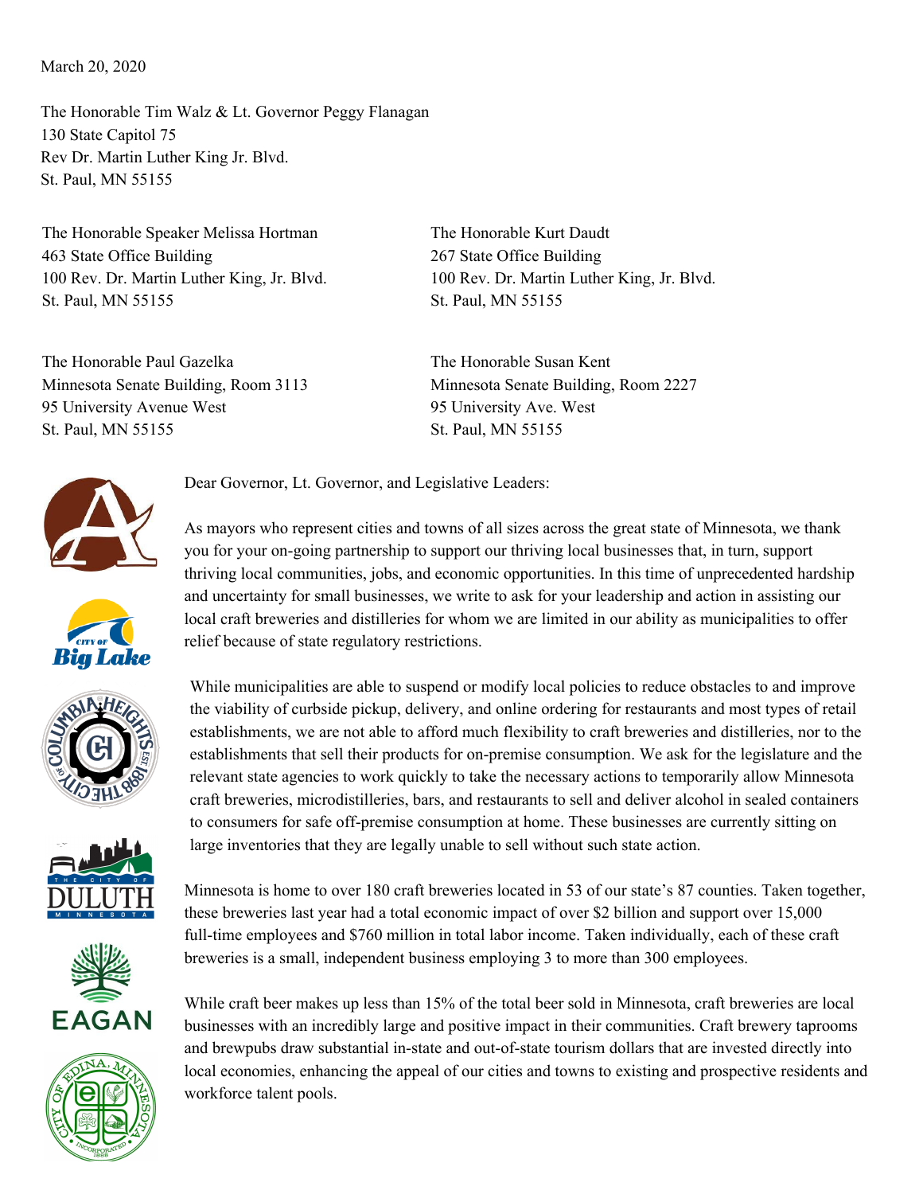March 20, 2020

The Honorable Tim Walz & Lt. Governor Peggy Flanagan
130 State Capitol 75
Rev Dr. Martin Luther King Jr. Blvd.
St. Paul, MN 55155

The Honorable Speaker Melissa Hortman
463 State Office Building
100 Rev. Dr. Martin Luther King, Jr. Blvd.
St. Paul, MN 55155

The Honorable Kurt Daudt
267 State Office Building
100 Rev. Dr. Martin Luther King, Jr. Blvd.
St. Paul, MN 55155

The Honorable Paul Gazelka
Minnesota Senate Building, Room 3113
95 University Avenue West
St. Paul, MN 55155

The Honorable Susan Kent
Minnesota Senate Building, Room 2227
95 University Ave. West
St. Paul, MN 55155

Dear Governor, Lt. Governor, and Legislative Leaders:

As mayors who represent cities and towns of all sizes across the great state of Minnesota, we thank you for your on-going partnership to support our thriving local businesses that, in turn, support thriving local communities, jobs, and economic opportunities. In this time of unprecedented hardship and uncertainty for small businesses, we write to ask for your leadership and action in assisting our local craft breweries and distilleries for whom we are limited in our ability as municipalities to offer relief because of state regulatory restrictions.

While municipalities are able to suspend or modify local policies to reduce obstacles to and improve the viability of curbside pickup, delivery, and online ordering for restaurants and most types of retail establishments, we are not able to afford much flexibility to craft breweries and distilleries, nor to the establishments that sell their products for on-premise consumption. We ask for the legislature and the relevant state agencies to work quickly to take the necessary actions to temporarily allow Minnesota craft breweries, microdistilleries, bars, and restaurants to sell and deliver alcohol in sealed containers to consumers for safe off-premise consumption at home. These businesses are currently sitting on large inventories that they are legally unable to sell without such state action.

Minnesota is home to over 180 craft breweries located in 53 of our state's 87 counties. Taken together, these breweries last year had a total economic impact of over $2 billion and support over 15,000 full-time employees and $760 million in total labor income. Taken individually, each of these craft breweries is a small, independent business employing 3 to more than 300 employees.

While craft beer makes up less than 15% of the total beer sold in Minnesota, craft breweries are local businesses with an incredibly large and positive impact in their communities. Craft brewery taprooms and brewpubs draw substantial in-state and out-of-state tourism dollars that are invested directly into local economies, enhancing the appeal of our cities and towns to existing and prospective residents and workforce talent pools.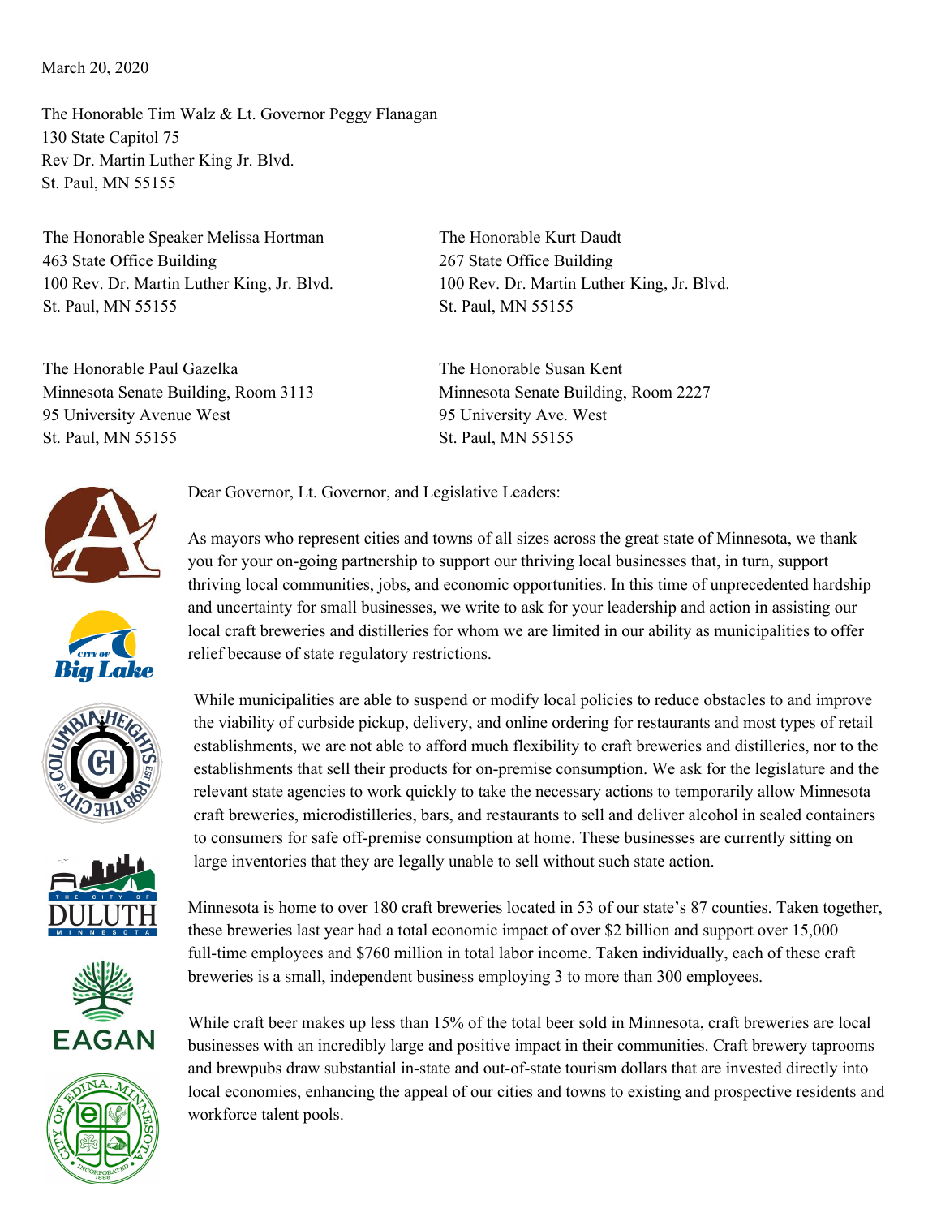March 20, 2020

The Honorable Tim Walz & Lt. Governor Peggy Flanagan
130 State Capitol 75
Rev Dr. Martin Luther King Jr. Blvd.
St. Paul, MN 55155

The Honorable Speaker Melissa Hortman
463 State Office Building
100 Rev. Dr. Martin Luther King, Jr. Blvd.
St. Paul, MN 55155

The Honorable Kurt Daudt
267 State Office Building
100 Rev. Dr. Martin Luther King, Jr. Blvd.
St. Paul, MN 55155

The Honorable Paul Gazelka
Minnesota Senate Building, Room 3113
95 University Avenue West
St. Paul, MN 55155

The Honorable Susan Kent
Minnesota Senate Building, Room 2227
95 University Ave. West
St. Paul, MN 55155

Dear Governor, Lt. Governor, and Legislative Leaders:

As mayors who represent cities and towns of all sizes across the great state of Minnesota, we thank you for your on-going partnership to support our thriving local businesses that, in turn, support thriving local communities, jobs, and economic opportunities. In this time of unprecedented hardship and uncertainty for small businesses, we write to ask for your leadership and action in assisting our local craft breweries and distilleries for whom we are limited in our ability as municipalities to offer relief because of state regulatory restrictions.

While municipalities are able to suspend or modify local policies to reduce obstacles to and improve the viability of curbside pickup, delivery, and online ordering for restaurants and most types of retail establishments, we are not able to afford much flexibility to craft breweries and distilleries, nor to the establishments that sell their products for on-premise consumption. We ask for the legislature and the relevant state agencies to work quickly to take the necessary actions to temporarily allow Minnesota craft breweries, microdistilleries, bars, and restaurants to sell and deliver alcohol in sealed containers to consumers for safe off-premise consumption at home. These businesses are currently sitting on large inventories that they are legally unable to sell without such state action.

Minnesota is home to over 180 craft breweries located in 53 of our state's 87 counties. Taken together, these breweries last year had a total economic impact of over $2 billion and support over 15,000 full-time employees and $760 million in total labor income. Taken individually, each of these craft breweries is a small, independent business employing 3 to more than 300 employees.

While craft beer makes up less than 15% of the total beer sold in Minnesota, craft breweries are local businesses with an incredibly large and positive impact in their communities. Craft brewery taprooms and brewpubs draw substantial in-state and out-of-state tourism dollars that are invested directly into local economies, enhancing the appeal of our cities and towns to existing and prospective residents and workforce talent pools.